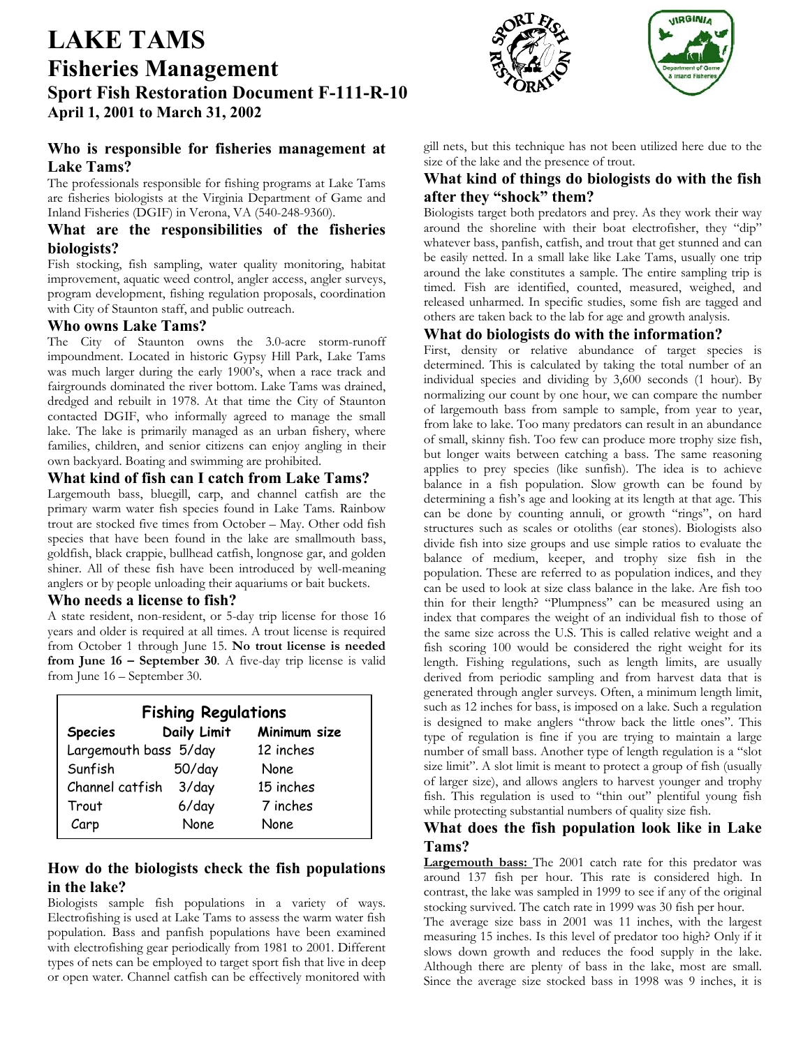# LAKE TAMS

## Fisheries Management

### Sport Fish Restoration Document F-111-R-10

**April 1, 2001 to March 31, 2002**

### Who is responsible for fisheries management at Lake Tams?

The professionals responsible for fishing programs at Lake Tams are fisheries biologists at the Virginia Department of Game and Inland Fisheries (DGIF) in Verona, VA (540-248-9360).

### What are the responsibilities of the fisheries biologists?

Fish stocking, fish sampling, water quality monitoring, habitat improvement, aquatic weed control, angler access, angler surveys, program development, fishing regulation proposals, coordination with City of Staunton staff, and public outreach.

### Who owns Lake Tams?

The City of Staunton owns the 3.0-acre storm-runoff impoundment. Located in historic Gypsy Hill Park, Lake Tams was much larger during the early 1900's, when a race track and fairgrounds dominated the river bottom. Lake Tams was drained, dredged and rebuilt in 1978. At that time the City of Staunton contacted DGIF, who informally agreed to manage the small lake. The lake is primarily managed as an urban fishery, where families, children, and senior citizens can enjoy angling in their own backyard. Boating and swimming are prohibited.

### What kind of fish can I catch from Lake Tams?

Largemouth bass, bluegill, carp, and channel catfish are the primary warm water fish species found in Lake Tams. Rainbow trout are stocked five times from October – May. Other odd fish species that have been found in the lake are smallmouth bass, goldfish, black crappie, bullhead catfish, longnose gar, and golden shiner. All of these fish have been introduced by well-meaning anglers or by people unloading their aquariums or bait buckets.

### Who needs a license to fish?

A state resident, non-resident, or 5-day trip license for those 16 years and older is required at all times. A trout license is required from October 1 through June 15. **No trout license is needed from June 16 – September 30**. A five-day trip license is valid from June 16 – September 30.

**Fishing Regulations**

| Species | Daily Limit | Minimum size |
|---|---|---|
| Largemouth bass | 5/day | 12 inches |
| Sunfish | 50/day | None |
| Channel catfish | 3/day | 15 inches |
| Trout | 6/day | 7 inches |
| Carp | None | None |

### How do the biologists check the fish populations in the lake?

Biologists sample fish populations in a variety of ways. Electrofishing is used at Lake Tams to assess the warm water fish population. Bass and panfish populations have been examined with electrofishing gear periodically from 1981 to 2001. Different types of nets can be employed to target sport fish that live in deep or open water. Channel catfish can be effectively monitored with gill nets, but this technique has not been utilized here due to the size of the lake and the presence of trout.

### What kind of things do biologists do with the fish after they "shock" them?

Biologists target both predators and prey. As they work their way around the shoreline with their boat electrofisher, they "dip" whatever bass, panfish, catfish, and trout that get stunned and can be easily netted. In a small lake like Lake Tams, usually one trip around the lake constitutes a sample. The entire sampling trip is timed. Fish are identified, counted, measured, weighed, and released unharmed. In specific studies, some fish are tagged and others are taken back to the lab for age and growth analysis.

### What do biologists do with the information?

First, density or relative abundance of target species is determined. This is calculated by taking the total number of an individual species and dividing by 3,600 seconds (1 hour). By normalizing our count by one hour, we can compare the number of largemouth bass from sample to sample, from year to year, from lake to lake. Too many predators can result in an abundance of small, skinny fish. Too few can produce more trophy size fish, but longer waits between catching a bass. The same reasoning applies to prey species (like sunfish). The idea is to achieve balance in a fish population. Slow growth can be found by determining a fish's age and looking at its length at that age. This can be done by counting annuli, or growth "rings", on hard structures such as scales or otoliths (ear stones). Biologists also divide fish into size groups and use simple ratios to evaluate the balance of medium, keeper, and trophy size fish in the population. These are referred to as population indices, and they can be used to look at size class balance in the lake. Are fish too thin for their length? "Plumpness" can be measured using an index that compares the weight of an individual fish to those of the same size across the U.S. This is called relative weight and a fish scoring 100 would be considered the right weight for its length. Fishing regulations, such as length limits, are usually derived from periodic sampling and from harvest data that is generated through angler surveys. Often, a minimum length limit, such as 12 inches for bass, is imposed on a lake. Such a regulation is designed to make anglers "throw back the little ones". This type of regulation is fine if you are trying to maintain a large number of small bass. Another type of length regulation is a "slot size limit". A slot limit is meant to protect a group of fish (usually of larger size), and allows anglers to harvest younger and trophy fish. This regulation is used to "thin out" plentiful young fish while protecting substantial numbers of quality size fish.

### What does the fish population look like in Lake Tams?

**Largemouth bass:** The 2001 catch rate for this predator was around 137 fish per hour. This rate is considered high. In contrast, the lake was sampled in 1999 to see if any of the original stocking survived. The catch rate in 1999 was 30 fish per hour.

The average size bass in 2001 was 11 inches, with the largest measuring 15 inches. Is this level of predator too high? Only if it slows down growth and reduces the food supply in the lake. Although there are plenty of bass in the lake, most are small. Since the average size stocked bass in 1998 was 9 inches, it is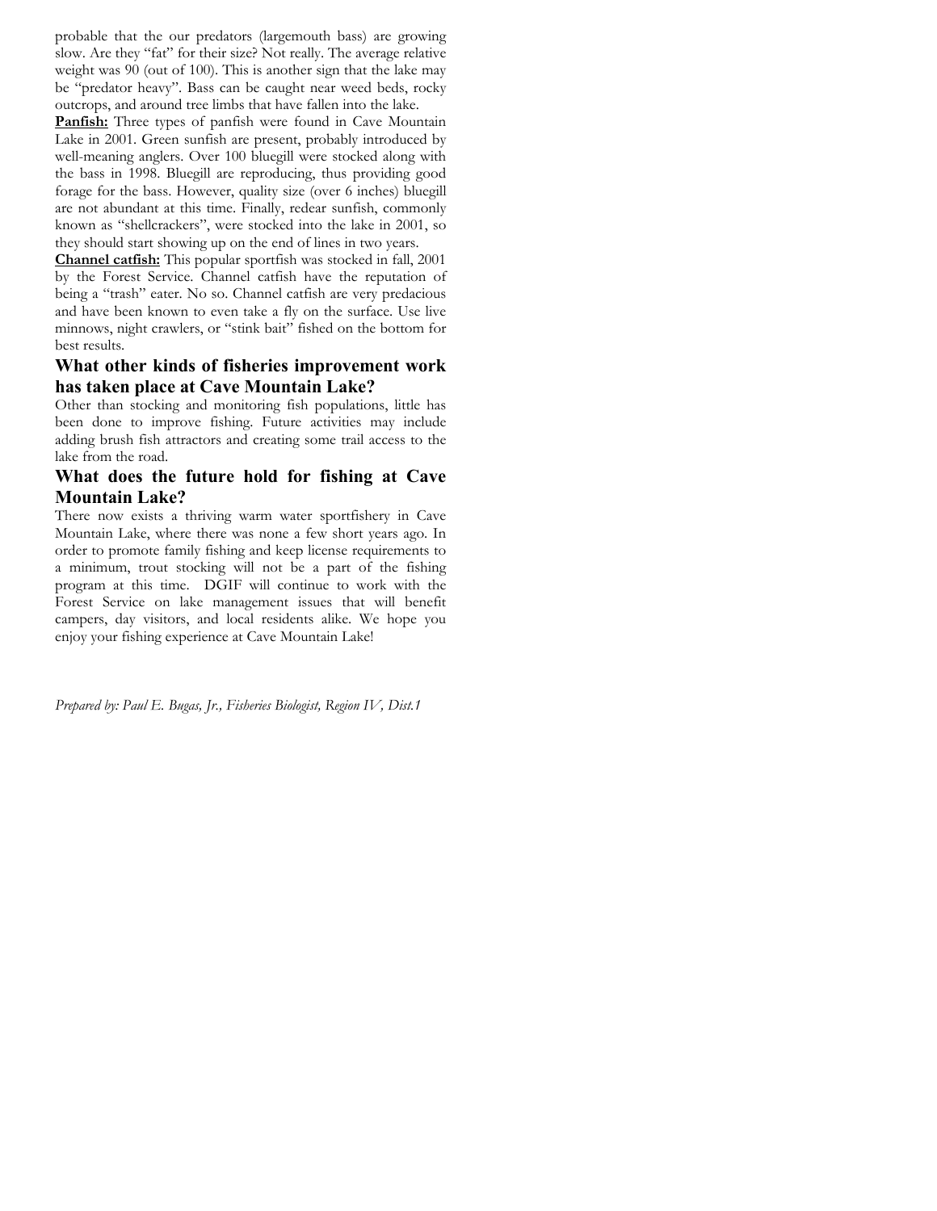probable that the our predators (largemouth bass) are growing slow. Are they "fat" for their size? Not really. The average relative weight was 90 (out of 100). This is another sign that the lake may be "predator heavy". Bass can be caught near weed beds, rocky outcrops, and around tree limbs that have fallen into the lake.

**Panfish:** Three types of panfish were found in Cave Mountain Lake in 2001. Green sunfish are present, probably introduced by well-meaning anglers. Over 100 bluegill were stocked along with the bass in 1998. Bluegill are reproducing, thus providing good forage for the bass. However, quality size (over 6 inches) bluegill are not abundant at this time. Finally, redear sunfish, commonly known as "shellcrackers", were stocked into the lake in 2001, so they should start showing up on the end of lines in two years.

**Channel catfish:** This popular sportfish was stocked in fall, 2001 by the Forest Service. Channel catfish have the reputation of being a "trash" eater. No so. Channel catfish are very predacious and have been known to even take a fly on the surface. Use live minnows, night crawlers, or "stink bait" fished on the bottom for best results.

## What other kinds of fisheries improvement work has taken place at Cave Mountain Lake?

Other than stocking and monitoring fish populations, little has been done to improve fishing. Future activities may include adding brush fish attractors and creating some trail access to the lake from the road.

## What does the future hold for fishing at Cave Mountain Lake?

There now exists a thriving warm water sportfishery in Cave Mountain Lake, where there was none a few short years ago. In order to promote family fishing and keep license requirements to a minimum, trout stocking will not be a part of the fishing program at this time. DGIF will continue to work with the Forest Service on lake management issues that will benefit campers, day visitors, and local residents alike. We hope you enjoy your fishing experience at Cave Mountain Lake!

*Prepared by: Paul E. Bugas, Jr., Fisheries Biologist, Region IV, Dist.1*